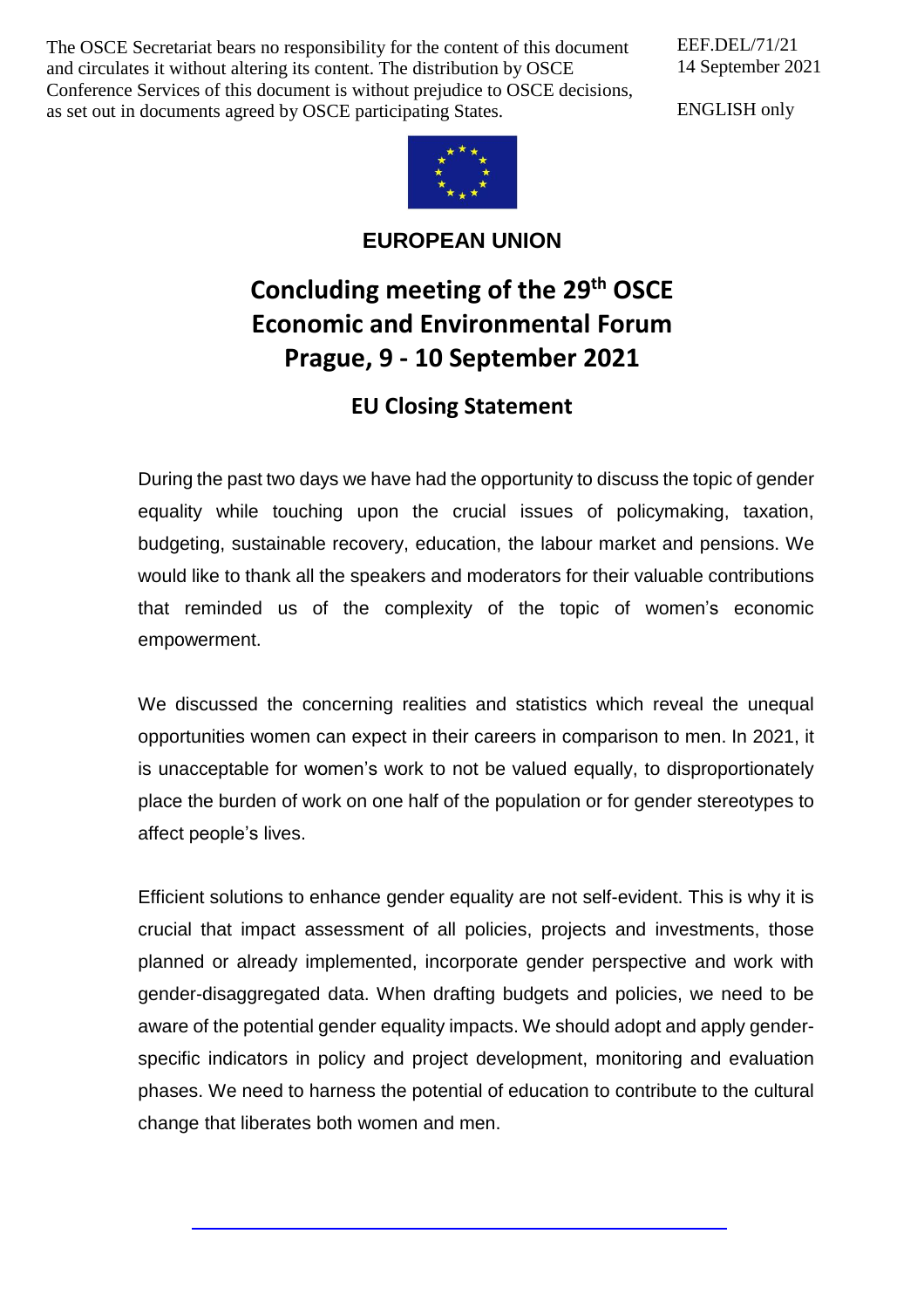The OSCE Secretariat bears no responsibility for the content of this document and circulates it without altering its content. The distribution by OSCE Conference Services of this document is without prejudice to OSCE decisions, as set out in documents agreed by OSCE participating States.

EEF.DEL/71/21
14 September 2021

ENGLISH only

**EUROPEAN UNION**

# Concluding meeting of the 29th OSCE Economic and Environmental Forum Prague, 9 - 10 September 2021

## EU Closing Statement

During the past two days we have had the opportunity to discuss the topic of gender equality while touching upon the crucial issues of policymaking, taxation, budgeting, sustainable recovery, education, the labour market and pensions. We would like to thank all the speakers and moderators for their valuable contributions that reminded us of the complexity of the topic of women's economic empowerment.

We discussed the concerning realities and statistics which reveal the unequal opportunities women can expect in their careers in comparison to men. In 2021, it is unacceptable for women's work to not be valued equally, to disproportionately place the burden of work on one half of the population or for gender stereotypes to affect people's lives.

Efficient solutions to enhance gender equality are not self-evident. This is why it is crucial that impact assessment of all policies, projects and investments, those planned or already implemented, incorporate gender perspective and work with gender-disaggregated data. When drafting budgets and policies, we need to be aware of the potential gender equality impacts. We should adopt and apply gender-specific indicators in policy and project development, monitoring and evaluation phases. We need to harness the potential of education to contribute to the cultural change that liberates both women and men.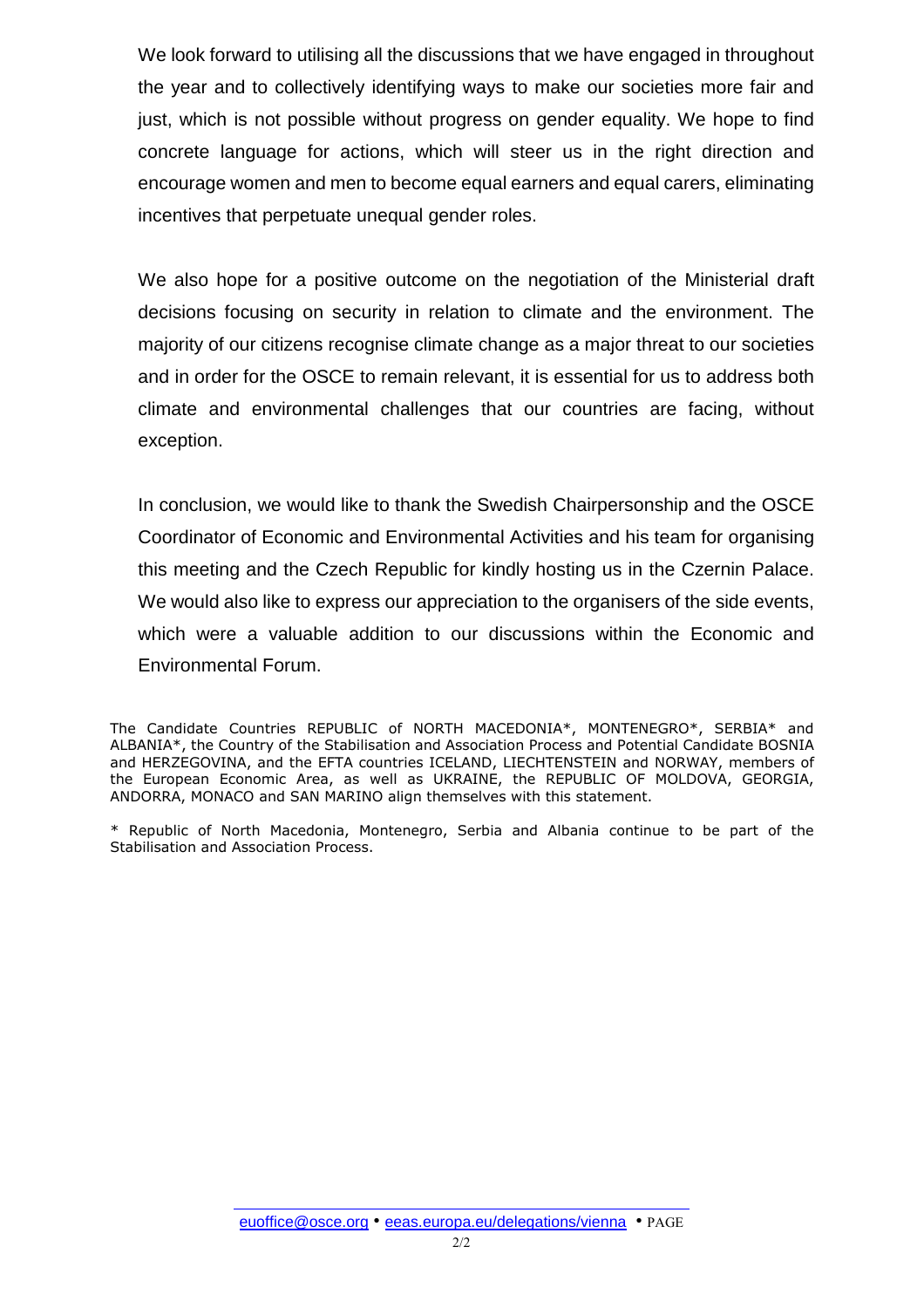We look forward to utilising all the discussions that we have engaged in throughout the year and to collectively identifying ways to make our societies more fair and just, which is not possible without progress on gender equality. We hope to find concrete language for actions, which will steer us in the right direction and encourage women and men to become equal earners and equal carers, eliminating incentives that perpetuate unequal gender roles.

We also hope for a positive outcome on the negotiation of the Ministerial draft decisions focusing on security in relation to climate and the environment. The majority of our citizens recognise climate change as a major threat to our societies and in order for the OSCE to remain relevant, it is essential for us to address both climate and environmental challenges that our countries are facing, without exception.

In conclusion, we would like to thank the Swedish Chairpersonship and the OSCE Coordinator of Economic and Environmental Activities and his team for organising this meeting and the Czech Republic for kindly hosting us in the Czernin Palace. We would also like to express our appreciation to the organisers of the side events, which were a valuable addition to our discussions within the Economic and Environmental Forum.

The Candidate Countries REPUBLIC of NORTH MACEDONIA*, MONTENEGRO*, SERBIA* and ALBANIA*, the Country of the Stabilisation and Association Process and Potential Candidate BOSNIA and HERZEGOVINA, and the EFTA countries ICELAND, LIECHTENSTEIN and NORWAY, members of the European Economic Area, as well as UKRAINE, the REPUBLIC OF MOLDOVA, GEORGIA, ANDORRA, MONACO and SAN MARINO align themselves with this statement.

* Republic of North Macedonia, Montenegro, Serbia and Albania continue to be part of the Stabilisation and Association Process.